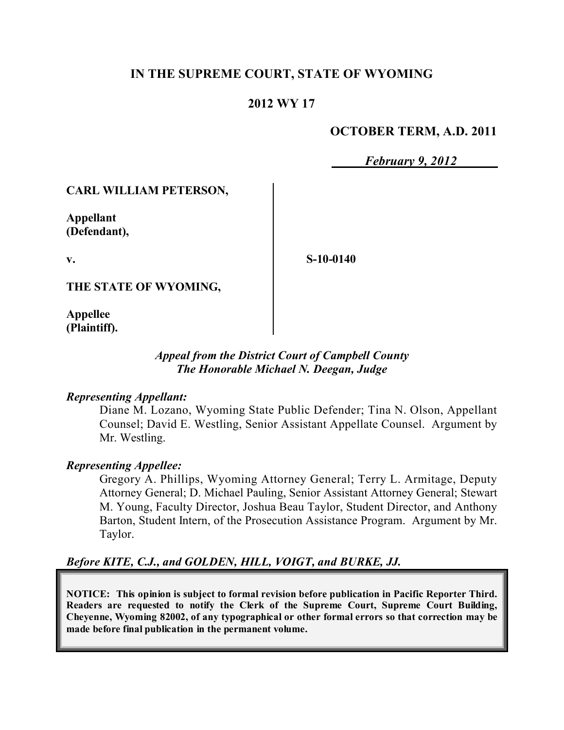# IN THE SUPREME COURT, STATE OF WYOMING

## 2012 WY 17

**OCTOBER TERM, A.D. 2011**

*February 9, 2012*

**CARL WILLIAM PETERSON,**

**Appellant (Defendant),**

**v.**

**S-10-0140**

**THE STATE OF WYOMING,**

**Appellee (Plaintiff).**

*Appeal from the District Court of Campbell County*
*The Honorable Michael N. Deegan, Judge*

***Representing Appellant:***

Diane M. Lozano, Wyoming State Public Defender; Tina N. Olson, Appellant Counsel; David E. Westling, Senior Assistant Appellate Counsel. Argument by Mr. Westling.

***Representing Appellee:***

Gregory A. Phillips, Wyoming Attorney General; Terry L. Armitage, Deputy Attorney General; D. Michael Pauling, Senior Assistant Attorney General; Stewart M. Young, Faculty Director, Joshua Beau Taylor, Student Director, and Anthony Barton, Student Intern, of the Prosecution Assistance Program. Argument by Mr. Taylor.

***Before KITE, C.J., and GOLDEN, HILL, VOIGT, and BURKE, JJ.***

**NOTICE: This opinion is subject to formal revision before publication in Pacific Reporter Third. Readers are requested to notify the Clerk of the Supreme Court, Supreme Court Building, Cheyenne, Wyoming 82002, of any typographical or other formal errors so that correction may be made before final publication in the permanent volume.**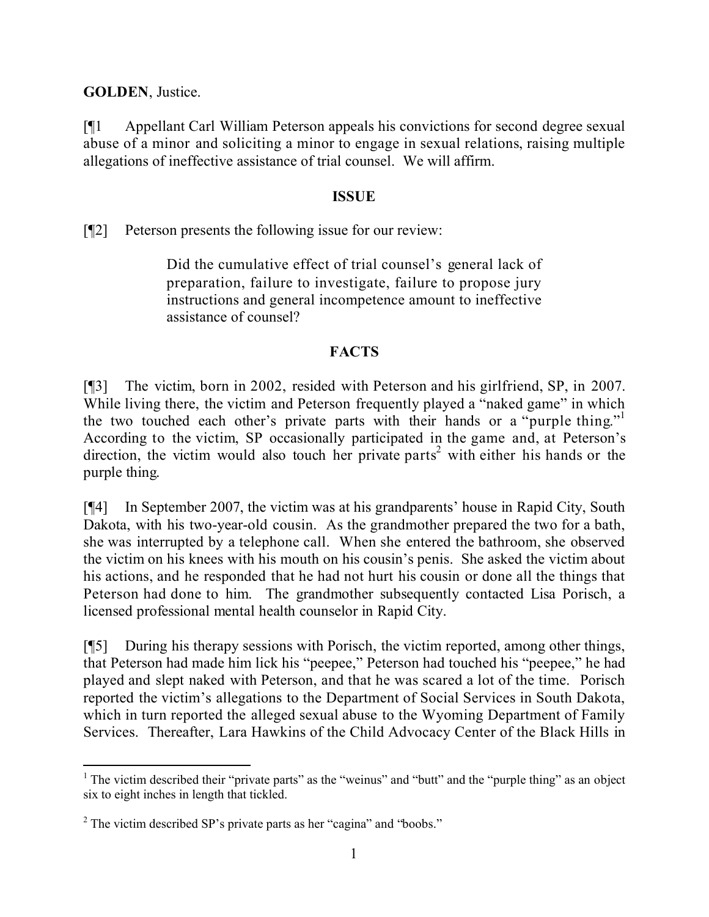**GOLDEN**, Justice.

[¶1] Appellant Carl William Peterson appeals his convictions for second degree sexual abuse of a minor and soliciting a minor to engage in sexual relations, raising multiple allegations of ineffective assistance of trial counsel. We will affirm.

## ISSUE

[¶2] Peterson presents the following issue for our review:

> Did the cumulative effect of trial counsel's general lack of preparation, failure to investigate, failure to propose jury instructions and general incompetence amount to ineffective assistance of counsel?

## FACTS

[¶3] The victim, born in 2002, resided with Peterson and his girlfriend, SP, in 2007. While living there, the victim and Peterson frequently played a "naked game" in which the two touched each other's private parts with their hands or a "purple thing."[1] According to the victim, SP occasionally participated in the game and, at Peterson's direction, the victim would also touch her private parts[2] with either his hands or the purple thing.

[¶4] In September 2007, the victim was at his grandparents' house in Rapid City, South Dakota, with his two-year-old cousin. As the grandmother prepared the two for a bath, she was interrupted by a telephone call. When she entered the bathroom, she observed the victim on his knees with his mouth on his cousin's penis. She asked the victim about his actions, and he responded that he had not hurt his cousin or done all the things that Peterson had done to him. The grandmother subsequently contacted Lisa Porisch, a licensed professional mental health counselor in Rapid City.

[¶5] During his therapy sessions with Porisch, the victim reported, among other things, that Peterson had made him lick his "peepee," Peterson had touched his "peepee," he had played and slept naked with Peterson, and that he was scared a lot of the time. Porisch reported the victim's allegations to the Department of Social Services in South Dakota, which in turn reported the alleged sexual abuse to the Wyoming Department of Family Services. Thereafter, Lara Hawkins of the Child Advocacy Center of the Black Hills in

---

[1] The victim described their "private parts" as the "weinus" and "butt" and the "purple thing" as an object six to eight inches in length that tickled.

[2] The victim described SP's private parts as her "cagina" and "boobs."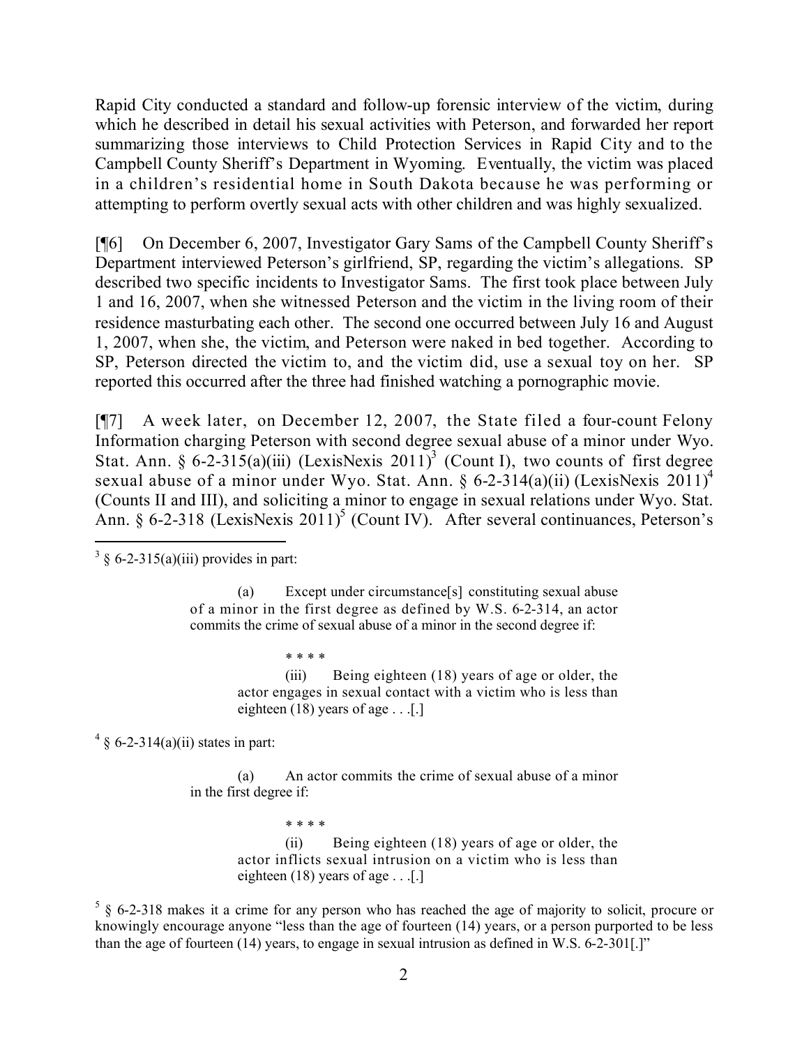Rapid City conducted a standard and follow-up forensic interview of the victim, during which he described in detail his sexual activities with Peterson, and forwarded her report summarizing those interviews to Child Protection Services in Rapid City and to the Campbell County Sheriff's Department in Wyoming. Eventually, the victim was placed in a children's residential home in South Dakota because he was performing or attempting to perform overtly sexual acts with other children and was highly sexualized.

[¶6] On December 6, 2007, Investigator Gary Sams of the Campbell County Sheriff's Department interviewed Peterson's girlfriend, SP, regarding the victim's allegations. SP described two specific incidents to Investigator Sams. The first took place between July 1 and 16, 2007, when she witnessed Peterson and the victim in the living room of their residence masturbating each other. The second one occurred between July 16 and August 1, 2007, when she, the victim, and Peterson were naked in bed together. According to SP, Peterson directed the victim to, and the victim did, use a sexual toy on her. SP reported this occurred after the three had finished watching a pornographic movie.

[¶7] A week later, on December 12, 2007, the State filed a four-count Felony Information charging Peterson with second degree sexual abuse of a minor under Wyo. Stat. Ann. § 6-2-315(a)(iii) (LexisNexis 2011)[3] (Count I), two counts of first degree sexual abuse of a minor under Wyo. Stat. Ann. § 6-2-314(a)(ii) (LexisNexis 2011)[4] (Counts II and III), and soliciting a minor to engage in sexual relations under Wyo. Stat. Ann. § 6-2-318 (LexisNexis 2011)[5] (Count IV). After several continuances, Peterson's

---

[3] § 6-2-315(a)(iii) provides in part:

> (a) Except under circumstance[s] constituting sexual abuse of a minor in the first degree as defined by W.S. 6-2-314, an actor commits the crime of sexual abuse of a minor in the second degree if:
>
> \* \* \* \*
>
> (iii) Being eighteen (18) years of age or older, the actor engages in sexual contact with a victim who is less than eighteen (18) years of age . . .[.]

[4] § 6-2-314(a)(ii) states in part:

> (a) An actor commits the crime of sexual abuse of a minor in the first degree if:
>
> \* \* \* \*
>
> (ii) Being eighteen (18) years of age or older, the actor inflicts sexual intrusion on a victim who is less than eighteen (18) years of age . . .[.]

[5] § 6-2-318 makes it a crime for any person who has reached the age of majority to solicit, procure or knowingly encourage anyone "less than the age of fourteen (14) years, or a person purported to be less than the age of fourteen (14) years, to engage in sexual intrusion as defined in W.S. 6-2-301[.]"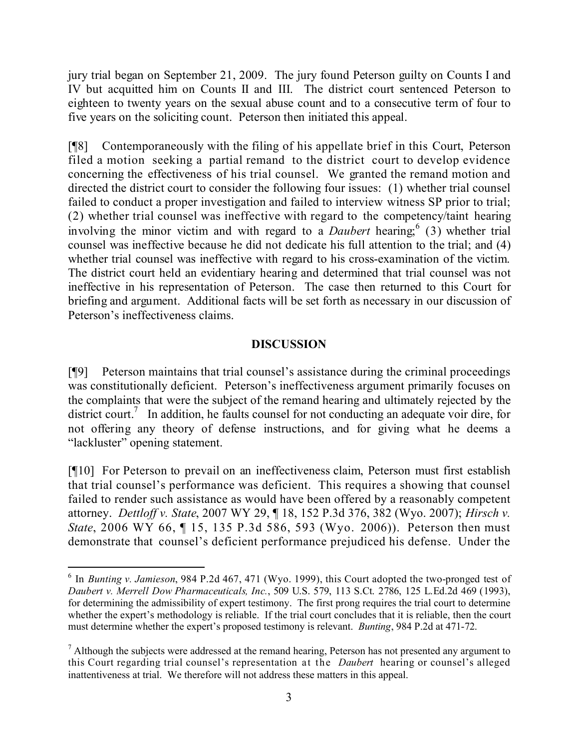jury trial began on September 21, 2009. The jury found Peterson guilty on Counts I and IV but acquitted him on Counts II and III. The district court sentenced Peterson to eighteen to twenty years on the sexual abuse count and to a consecutive term of four to five years on the soliciting count. Peterson then initiated this appeal.

[¶8] Contemporaneously with the filing of his appellate brief in this Court, Peterson filed a motion seeking a partial remand to the district court to develop evidence concerning the effectiveness of his trial counsel. We granted the remand motion and directed the district court to consider the following four issues: (1) whether trial counsel failed to conduct a proper investigation and failed to interview witness SP prior to trial; (2) whether trial counsel was ineffective with regard to the competency/taint hearing involving the minor victim and with regard to a *Daubert* hearing;[6] (3) whether trial counsel was ineffective because he did not dedicate his full attention to the trial; and (4) whether trial counsel was ineffective with regard to his cross-examination of the victim. The district court held an evidentiary hearing and determined that trial counsel was not ineffective in his representation of Peterson. The case then returned to this Court for briefing and argument. Additional facts will be set forth as necessary in our discussion of Peterson's ineffectiveness claims.

## DISCUSSION

[¶9] Peterson maintains that trial counsel's assistance during the criminal proceedings was constitutionally deficient. Peterson's ineffectiveness argument primarily focuses on the complaints that were the subject of the remand hearing and ultimately rejected by the district court.[7] In addition, he faults counsel for not conducting an adequate voir dire, for not offering any theory of defense instructions, and for giving what he deems a "lackluster" opening statement.

[¶10] For Peterson to prevail on an ineffectiveness claim, Peterson must first establish that trial counsel's performance was deficient. This requires a showing that counsel failed to render such assistance as would have been offered by a reasonably competent attorney. *Dettloff v. State*, 2007 WY 29, ¶ 18, 152 P.3d 376, 382 (Wyo. 2007); *Hirsch v. State*, 2006 WY 66, ¶ 15, 135 P.3d 586, 593 (Wyo. 2006)). Peterson then must demonstrate that counsel's deficient performance prejudiced his defense. Under the

---

[6] In *Bunting v. Jamieson*, 984 P.2d 467, 471 (Wyo. 1999), this Court adopted the two-pronged test of *Daubert v. Merrell Dow Pharmaceuticals, Inc.*, 509 U.S. 579, 113 S.Ct. 2786, 125 L.Ed.2d 469 (1993), for determining the admissibility of expert testimony. The first prong requires the trial court to determine whether the expert's methodology is reliable. If the trial court concludes that it is reliable, then the court must determine whether the expert's proposed testimony is relevant. *Bunting*, 984 P.2d at 471-72.

[7] Although the subjects were addressed at the remand hearing, Peterson has not presented any argument to this Court regarding trial counsel's representation at the *Daubert* hearing or counsel's alleged inattentiveness at trial. We therefore will not address these matters in this appeal.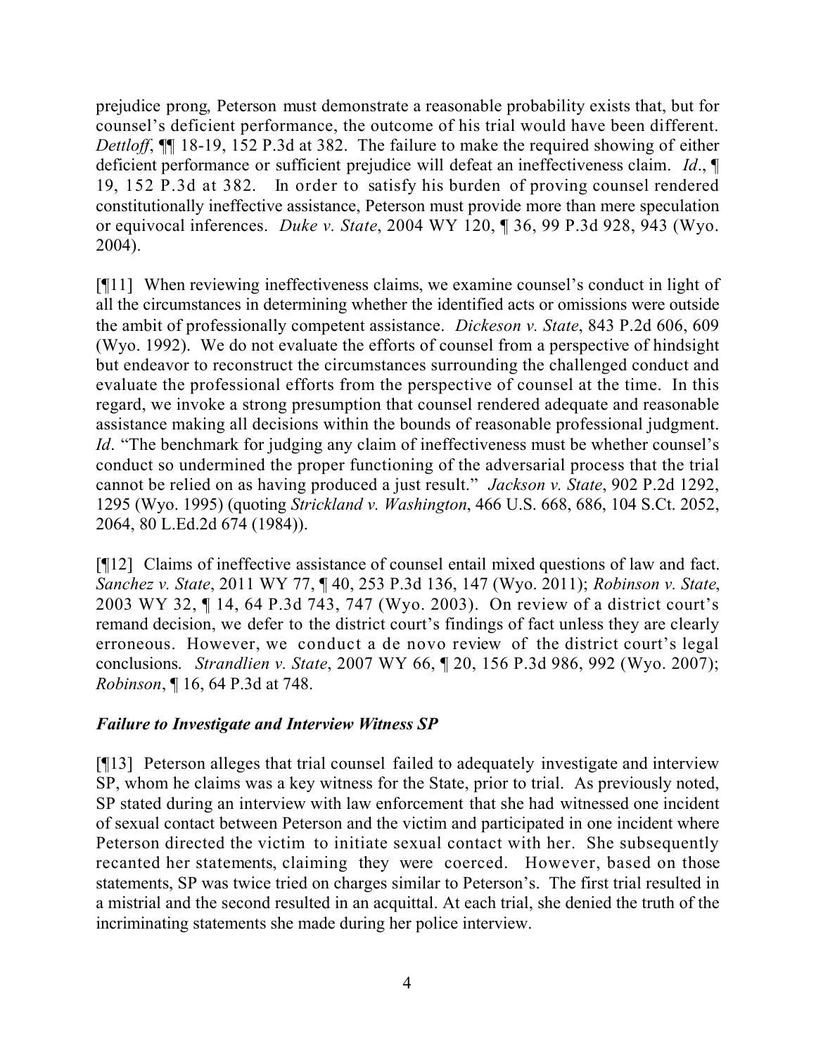prejudice prong, Peterson must demonstrate a reasonable probability exists that, but for counsel's deficient performance, the outcome of his trial would have been different. *Dettloff*, ¶¶ 18-19, 152 P.3d at 382. The failure to make the required showing of either deficient performance or sufficient prejudice will defeat an ineffectiveness claim. *Id*., ¶ 19, 152 P.3d at 382. In order to satisfy his burden of proving counsel rendered constitutionally ineffective assistance, Peterson must provide more than mere speculation or equivocal inferences. *Duke v. State*, 2004 WY 120, ¶ 36, 99 P.3d 928, 943 (Wyo. 2004).

[¶11] When reviewing ineffectiveness claims, we examine counsel's conduct in light of all the circumstances in determining whether the identified acts or omissions were outside the ambit of professionally competent assistance. *Dickeson v. State*, 843 P.2d 606, 609 (Wyo. 1992). We do not evaluate the efforts of counsel from a perspective of hindsight but endeavor to reconstruct the circumstances surrounding the challenged conduct and evaluate the professional efforts from the perspective of counsel at the time. In this regard, we invoke a strong presumption that counsel rendered adequate and reasonable assistance making all decisions within the bounds of reasonable professional judgment. *Id*. "The benchmark for judging any claim of ineffectiveness must be whether counsel's conduct so undermined the proper functioning of the adversarial process that the trial cannot be relied on as having produced a just result." *Jackson v. State*, 902 P.2d 1292, 1295 (Wyo. 1995) (quoting *Strickland v. Washington*, 466 U.S. 668, 686, 104 S.Ct. 2052, 2064, 80 L.Ed.2d 674 (1984)).

[¶12] Claims of ineffective assistance of counsel entail mixed questions of law and fact. *Sanchez v. State*, 2011 WY 77, ¶ 40, 253 P.3d 136, 147 (Wyo. 2011); *Robinson v. State*, 2003 WY 32, ¶ 14, 64 P.3d 743, 747 (Wyo. 2003). On review of a district court's remand decision, we defer to the district court's findings of fact unless they are clearly erroneous. However, we conduct a de novo review of the district court's legal conclusions. *Strandlien v. State*, 2007 WY 66, ¶ 20, 156 P.3d 986, 992 (Wyo. 2007); *Robinson*, ¶ 16, 64 P.3d at 748.

### *Failure to Investigate and Interview Witness SP*

[¶13] Peterson alleges that trial counsel failed to adequately investigate and interview SP, whom he claims was a key witness for the State, prior to trial. As previously noted, SP stated during an interview with law enforcement that she had witnessed one incident of sexual contact between Peterson and the victim and participated in one incident where Peterson directed the victim to initiate sexual contact with her. She subsequently recanted her statements, claiming they were coerced. However, based on those statements, SP was twice tried on charges similar to Peterson's. The first trial resulted in a mistrial and the second resulted in an acquittal. At each trial, she denied the truth of the incriminating statements she made during her police interview.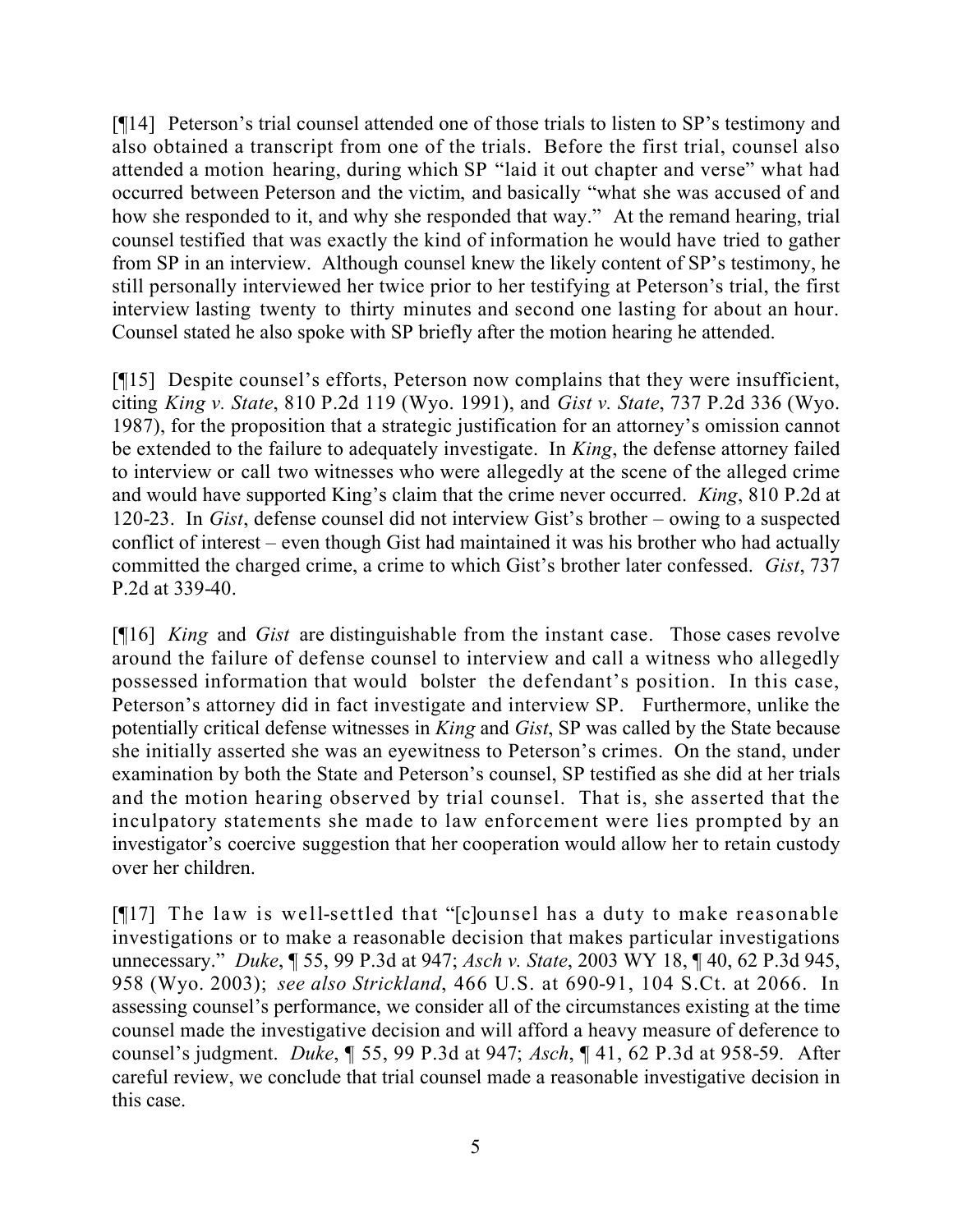[¶14] Peterson's trial counsel attended one of those trials to listen to SP's testimony and also obtained a transcript from one of the trials. Before the first trial, counsel also attended a motion hearing, during which SP "laid it out chapter and verse" what had occurred between Peterson and the victim, and basically "what she was accused of and how she responded to it, and why she responded that way." At the remand hearing, trial counsel testified that was exactly the kind of information he would have tried to gather from SP in an interview. Although counsel knew the likely content of SP's testimony, he still personally interviewed her twice prior to her testifying at Peterson's trial, the first interview lasting twenty to thirty minutes and second one lasting for about an hour. Counsel stated he also spoke with SP briefly after the motion hearing he attended.

[¶15] Despite counsel's efforts, Peterson now complains that they were insufficient, citing *King v. State*, 810 P.2d 119 (Wyo. 1991), and *Gist v. State*, 737 P.2d 336 (Wyo. 1987), for the proposition that a strategic justification for an attorney's omission cannot be extended to the failure to adequately investigate. In *King*, the defense attorney failed to interview or call two witnesses who were allegedly at the scene of the alleged crime and would have supported King's claim that the crime never occurred. *King*, 810 P.2d at 120-23. In *Gist*, defense counsel did not interview Gist's brother – owing to a suspected conflict of interest – even though Gist had maintained it was his brother who had actually committed the charged crime, a crime to which Gist's brother later confessed. *Gist*, 737 P.2d at 339-40.

[¶16] *King* and *Gist* are distinguishable from the instant case. Those cases revolve around the failure of defense counsel to interview and call a witness who allegedly possessed information that would bolster the defendant's position. In this case, Peterson's attorney did in fact investigate and interview SP. Furthermore, unlike the potentially critical defense witnesses in *King* and *Gist*, SP was called by the State because she initially asserted she was an eyewitness to Peterson's crimes. On the stand, under examination by both the State and Peterson's counsel, SP testified as she did at her trials and the motion hearing observed by trial counsel. That is, she asserted that the inculpatory statements she made to law enforcement were lies prompted by an investigator's coercive suggestion that her cooperation would allow her to retain custody over her children.

[¶17] The law is well-settled that "[c]ounsel has a duty to make reasonable investigations or to make a reasonable decision that makes particular investigations unnecessary." *Duke*, ¶ 55, 99 P.3d at 947; *Asch v. State*, 2003 WY 18, ¶ 40, 62 P.3d 945, 958 (Wyo. 2003); *see also Strickland*, 466 U.S. at 690-91, 104 S.Ct. at 2066. In assessing counsel's performance, we consider all of the circumstances existing at the time counsel made the investigative decision and will afford a heavy measure of deference to counsel's judgment. *Duke*, ¶ 55, 99 P.3d at 947; *Asch*, ¶ 41, 62 P.3d at 958-59. After careful review, we conclude that trial counsel made a reasonable investigative decision in this case.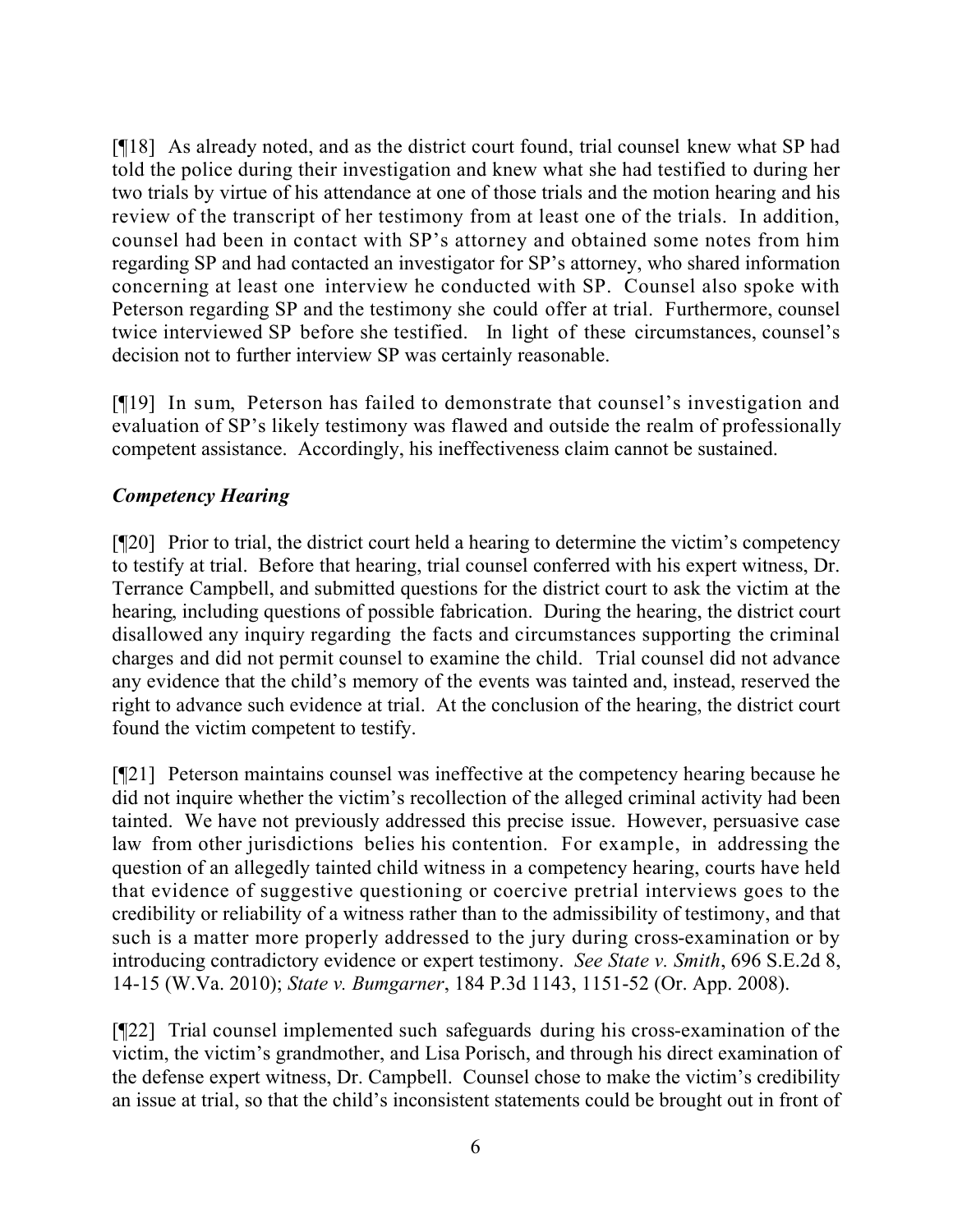[¶18] As already noted, and as the district court found, trial counsel knew what SP had told the police during their investigation and knew what she had testified to during her two trials by virtue of his attendance at one of those trials and the motion hearing and his review of the transcript of her testimony from at least one of the trials. In addition, counsel had been in contact with SP's attorney and obtained some notes from him regarding SP and had contacted an investigator for SP's attorney, who shared information concerning at least one interview he conducted with SP. Counsel also spoke with Peterson regarding SP and the testimony she could offer at trial. Furthermore, counsel twice interviewed SP before she testified. In light of these circumstances, counsel's decision not to further interview SP was certainly reasonable.

[¶19] In sum, Peterson has failed to demonstrate that counsel's investigation and evaluation of SP's likely testimony was flawed and outside the realm of professionally competent assistance. Accordingly, his ineffectiveness claim cannot be sustained.

### *Competency Hearing*

[¶20] Prior to trial, the district court held a hearing to determine the victim's competency to testify at trial. Before that hearing, trial counsel conferred with his expert witness, Dr. Terrance Campbell, and submitted questions for the district court to ask the victim at the hearing, including questions of possible fabrication. During the hearing, the district court disallowed any inquiry regarding the facts and circumstances supporting the criminal charges and did not permit counsel to examine the child. Trial counsel did not advance any evidence that the child's memory of the events was tainted and, instead, reserved the right to advance such evidence at trial. At the conclusion of the hearing, the district court found the victim competent to testify.

[¶21] Peterson maintains counsel was ineffective at the competency hearing because he did not inquire whether the victim's recollection of the alleged criminal activity had been tainted. We have not previously addressed this precise issue. However, persuasive case law from other jurisdictions belies his contention. For example, in addressing the question of an allegedly tainted child witness in a competency hearing, courts have held that evidence of suggestive questioning or coercive pretrial interviews goes to the credibility or reliability of a witness rather than to the admissibility of testimony, and that such is a matter more properly addressed to the jury during cross-examination or by introducing contradictory evidence or expert testimony. *See State v. Smith*, 696 S.E.2d 8, 14-15 (W.Va. 2010); *State v. Bumgarner*, 184 P.3d 1143, 1151-52 (Or. App. 2008).

[¶22] Trial counsel implemented such safeguards during his cross-examination of the victim, the victim's grandmother, and Lisa Porisch, and through his direct examination of the defense expert witness, Dr. Campbell. Counsel chose to make the victim's credibility an issue at trial, so that the child's inconsistent statements could be brought out in front of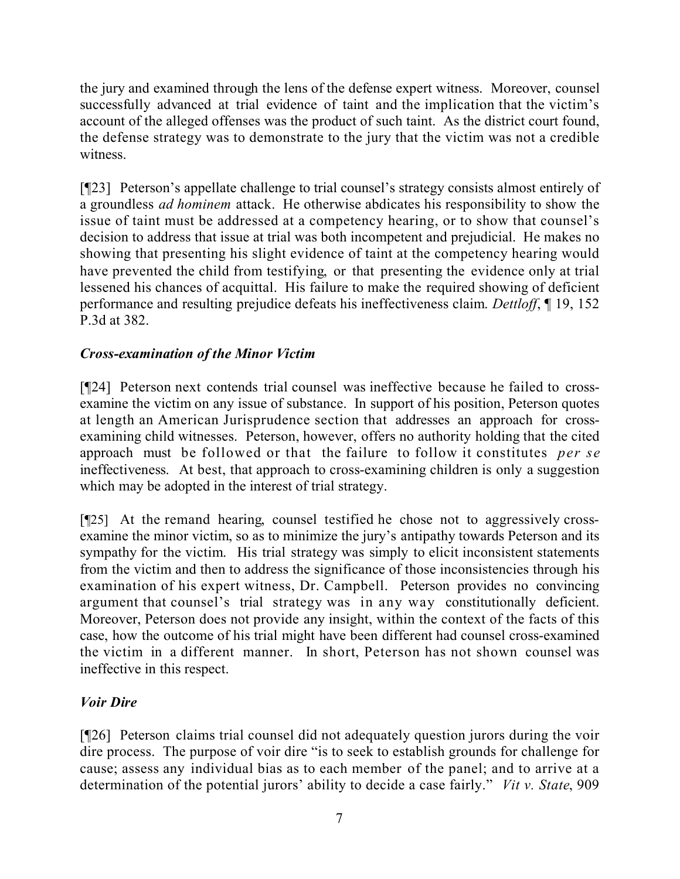the jury and examined through the lens of the defense expert witness. Moreover, counsel successfully advanced at trial evidence of taint and the implication that the victim's account of the alleged offenses was the product of such taint. As the district court found, the defense strategy was to demonstrate to the jury that the victim was not a credible witness.

[¶23] Peterson's appellate challenge to trial counsel's strategy consists almost entirely of a groundless *ad hominem* attack. He otherwise abdicates his responsibility to show the issue of taint must be addressed at a competency hearing, or to show that counsel's decision to address that issue at trial was both incompetent and prejudicial. He makes no showing that presenting his slight evidence of taint at the competency hearing would have prevented the child from testifying, or that presenting the evidence only at trial lessened his chances of acquittal. His failure to make the required showing of deficient performance and resulting prejudice defeats his ineffectiveness claim. *Dettloff*, ¶ 19, 152 P.3d at 382.

### *Cross-examination of the Minor Victim*

[¶24] Peterson next contends trial counsel was ineffective because he failed to cross-examine the victim on any issue of substance. In support of his position, Peterson quotes at length an American Jurisprudence section that addresses an approach for cross-examining child witnesses. Peterson, however, offers no authority holding that the cited approach must be followed or that the failure to follow it constitutes *per se* ineffectiveness. At best, that approach to cross-examining children is only a suggestion which may be adopted in the interest of trial strategy.

[¶25] At the remand hearing, counsel testified he chose not to aggressively cross-examine the minor victim, so as to minimize the jury's antipathy towards Peterson and its sympathy for the victim. His trial strategy was simply to elicit inconsistent statements from the victim and then to address the significance of those inconsistencies through his examination of his expert witness, Dr. Campbell. Peterson provides no convincing argument that counsel's trial strategy was in any way constitutionally deficient. Moreover, Peterson does not provide any insight, within the context of the facts of this case, how the outcome of his trial might have been different had counsel cross-examined the victim in a different manner. In short, Peterson has not shown counsel was ineffective in this respect.

### *Voir Dire*

[¶26] Peterson claims trial counsel did not adequately question jurors during the voir dire process. The purpose of voir dire "is to seek to establish grounds for challenge for cause; assess any individual bias as to each member of the panel; and to arrive at a determination of the potential jurors' ability to decide a case fairly." *Vit v. State*, 909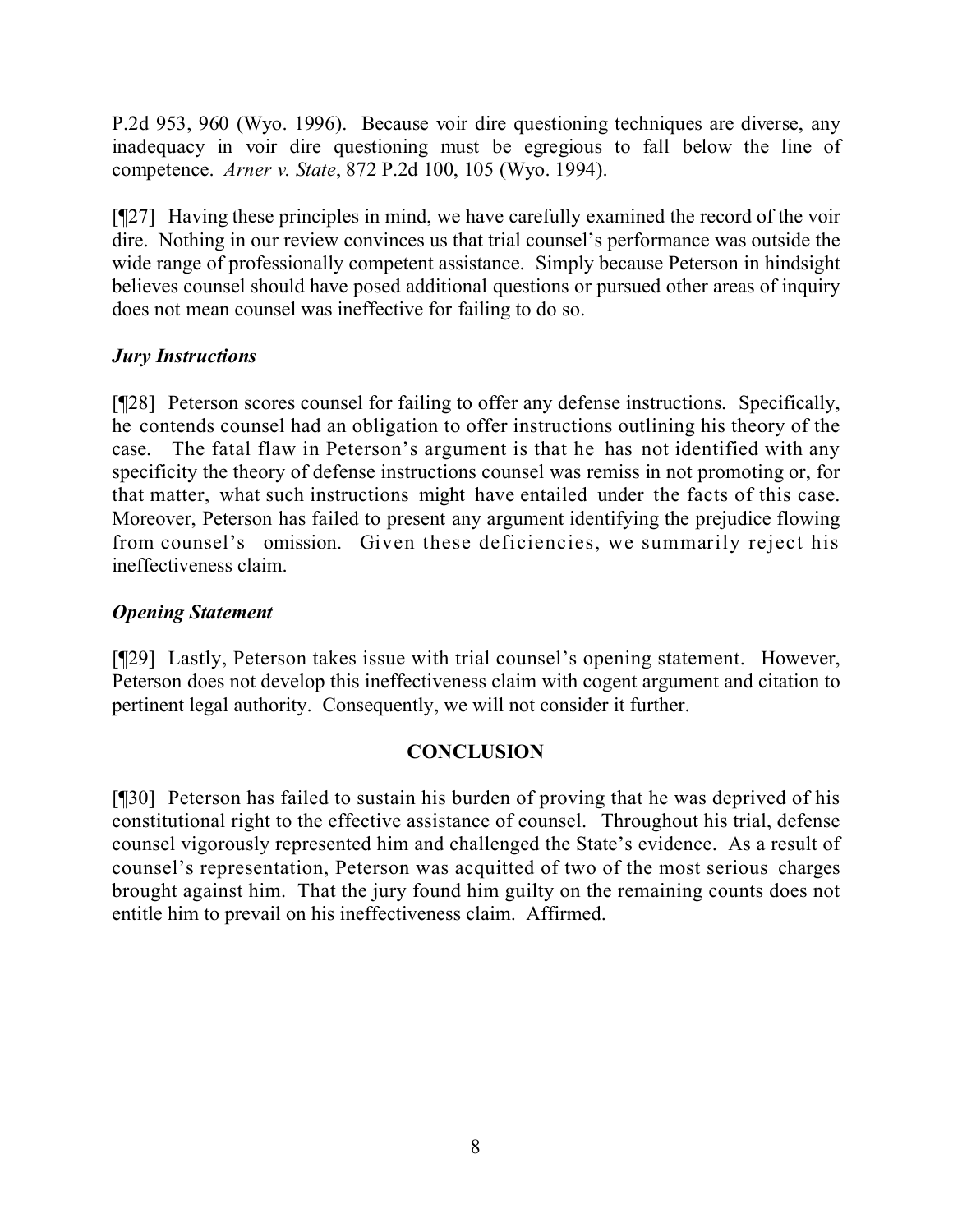P.2d 953, 960 (Wyo. 1996). Because voir dire questioning techniques are diverse, any inadequacy in voir dire questioning must be egregious to fall below the line of competence. *Arner v. State*, 872 P.2d 100, 105 (Wyo. 1994).

[¶27] Having these principles in mind, we have carefully examined the record of the voir dire. Nothing in our review convinces us that trial counsel's performance was outside the wide range of professionally competent assistance. Simply because Peterson in hindsight believes counsel should have posed additional questions or pursued other areas of inquiry does not mean counsel was ineffective for failing to do so.

### *Jury Instructions*

[¶28] Peterson scores counsel for failing to offer any defense instructions. Specifically, he contends counsel had an obligation to offer instructions outlining his theory of the case. The fatal flaw in Peterson's argument is that he has not identified with any specificity the theory of defense instructions counsel was remiss in not promoting or, for that matter, what such instructions might have entailed under the facts of this case. Moreover, Peterson has failed to present any argument identifying the prejudice flowing from counsel's omission. Given these deficiencies, we summarily reject his ineffectiveness claim.

### *Opening Statement*

[¶29] Lastly, Peterson takes issue with trial counsel's opening statement. However, Peterson does not develop this ineffectiveness claim with cogent argument and citation to pertinent legal authority. Consequently, we will not consider it further.

## CONCLUSION

[¶30] Peterson has failed to sustain his burden of proving that he was deprived of his constitutional right to the effective assistance of counsel. Throughout his trial, defense counsel vigorously represented him and challenged the State's evidence. As a result of counsel's representation, Peterson was acquitted of two of the most serious charges brought against him. That the jury found him guilty on the remaining counts does not entitle him to prevail on his ineffectiveness claim. Affirmed.